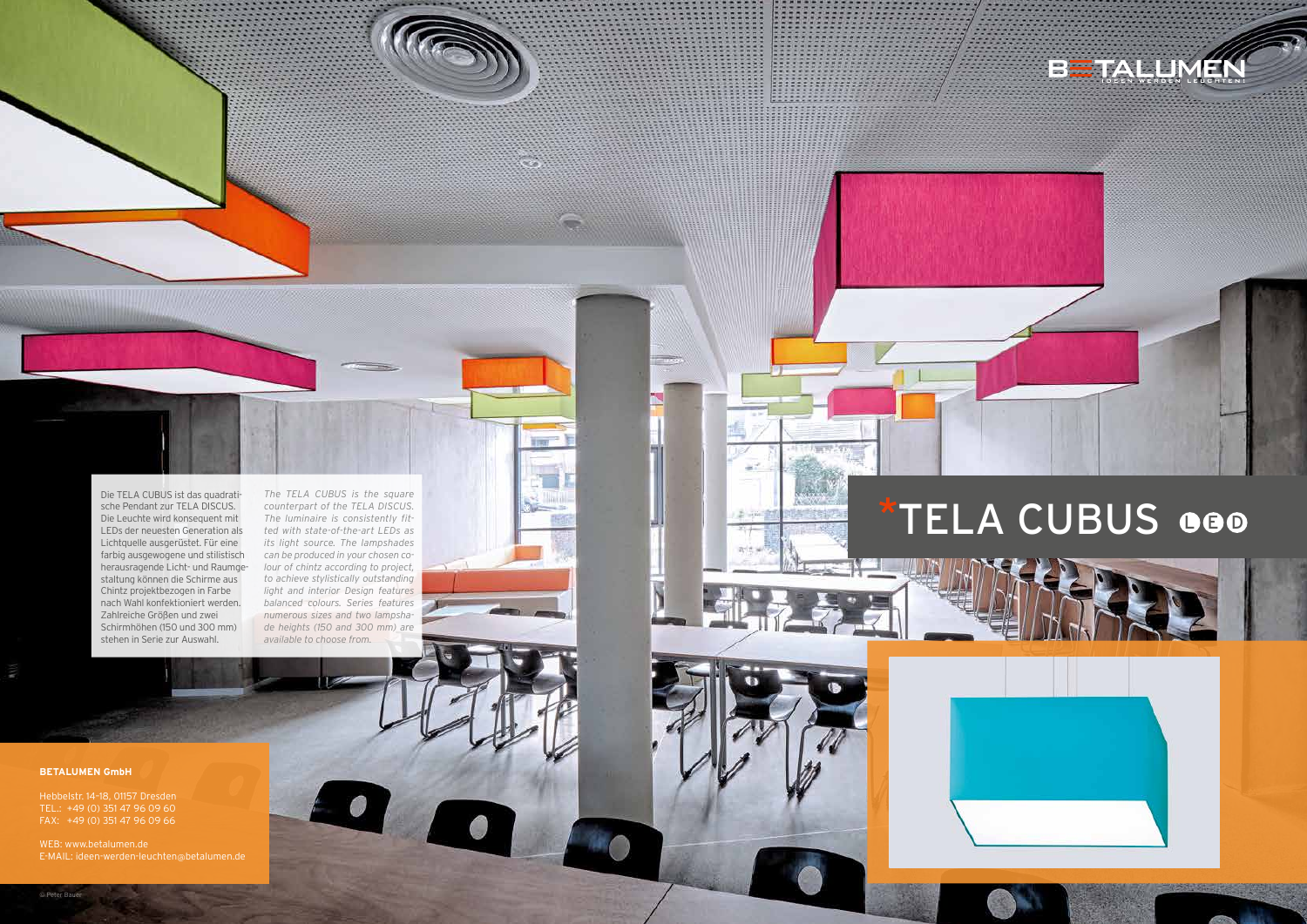BETALUMEN
IDEEN WERDEN LEUCHTEN!

# *TELA CUBUS LED

Die TELA CUBUS ist das quadratische Pendant zur TELA DISCUS. Die Leuchte wird konsequent mit LEDs der neuesten Generation als Lichtquelle ausgerüstet. Für eine farbig ausgewogene und stilistisch herausragende Licht- und Raumgestaltung können die Schirme aus Chintz projektbezogen in Farbe nach Wahl konfektioniert werden. Zahlreiche Größen und zwei Schirmhöhen (150 und 300 mm) stehen in Serie zur Auswahl.

*The TELA CUBUS is the square counterpart of the TELA DISCUS. The luminaire is consistently fitted with state-of-the-art LEDs as its light source. The lampshades can be produced in your chosen colour of chintz according to project, to achieve stylistically outstanding light and interior Design features balanced colours. Series features numerous sizes and two lampshade heights (150 and 300 mm) are available to choose from.*

**BETALUMEN GmbH**

Hebbelstr. 14-18, 01157 Dresden
TEL.: +49 (0) 351 47 96 09 60
FAX: +49 (0) 351 47 96 09 66

WEB: www.betalumen.de
E-MAIL: ideen-werden-leuchten@betalumen.de

© Peter Bauer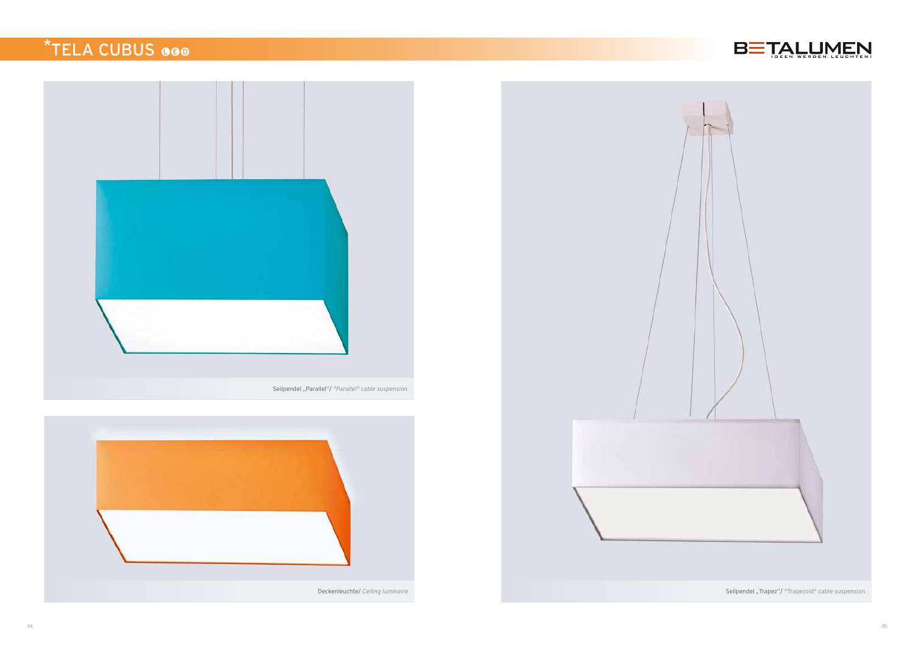# *TELA CUBUS LED

BETALUMEN
IDEEN WERDEN LEUCHTEN!

Seilpendel „Parallel"/ *"Parallel" cable suspension*

Deckenleuchte/ *Ceiling luminaire*

Seilpendel „Trapez"/ "Trapezoid" cable suspension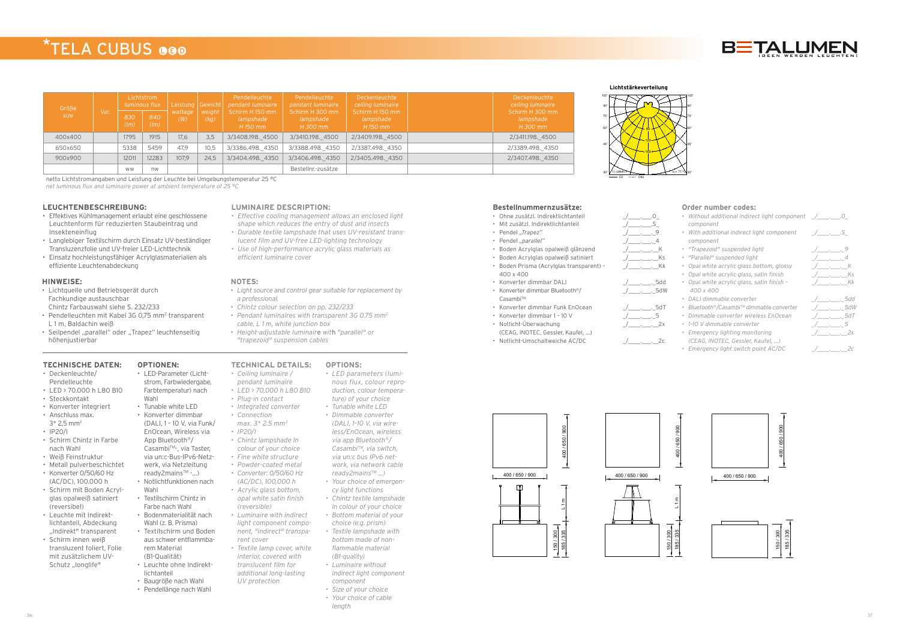# *TELA CUBUS LED

BETALUMEN IDEEN WERDEN LEUCHTEN!

| Größe size | Var. | Lichtstrom luminous flux 830 (lm) | Lichtstrom luminous flux 840 (lm) | Leistung wattage (W) | Gewicht weight (kg) | Pendelleuchte pendant luminaire Schirm H 150 mm lampshade H 150 mm | Pendelleuchte pendant luminaire Schirm H 300 mm lampshade H 300 mm | Deckenleuchte ceiling luminaire Schirm H 150 mm lampshade H 150 mm | | Deckenleuchte ceiling luminaire Schirm H 300 mm lampshade H 300 mm |
|---|---|---|---|---|---|---|---|---|---|---|
| 400x400 | | 1795 | 1915 | 17,6 | 3,5 | 3/3408.198._4500 | 3/3410.198._4500 | 2/3409.198._4500 | | 2/3411.198._4500 |
| 650x650 | | 5338 | 5459 | 47,9 | 10,5 | 3/3386.498._4350 | 3/3388.498._4350 | 2/3387.498._4350 | | 2/3389.498._4350 |
| 900x900 | | 12011 | 12283 | 107,9 | 24,5 | 3/3404.498._4350 | 3/3406.498._4350 | 2/3405.498._4350 | | 2/3407.498._4350 |
| | | ww | nw | | | | Bestellnr.-zusätze | | | |

netto Lichtstromangaben und Leistung der Leuchte bei Umgebungstemperatur 25 °C
*net luminous flux and luminaire power at ambient temperature of 25 °C*

**Lichtstärkeverteilung**

### LEUCHTENBESCHREIBUNG:

- Effektives Kühlmanagement erlaubt eine geschlossene Leuchtenform für reduzierten Staubeintrag und Insekteneinflug
- Langlebiger Textilschirm durch Einsatz UV-beständiger Transluzenzfolie und UV-freier LED-Lichttechnik
- Einsatz hochleistungsfähiger Acrylglasmaterialien als effiziente Leuchtenabdeckung

### HINWEISE:

- Lichtquelle und Betriebsgerät durch Fachkundige austauschbar
  Chintz Farbauswahl siehe S. 232/233
- Pendelleuchten mit Kabel 3G 0,75 mm² transparent L 1 m, Baldachin weiß
- Seilpendel „parallel" oder „Trapez" leuchtenseitig höhenjustierbar

### LUMINAIRE DESCRIPTION:

- *Effective cooling management allows an enclosed light shape which reduces the entry of dust and insects*
- *Durable textile lampshade that uses UV-resistant translucent film and UV-free LED-lighting technology*
- *Use of high-performance acrylic glass materials as efficient luminaire cover*

### NOTES:

- *Light source and control gear suitable for replacement by a professional.*
- *Chintz colour selection on pp. 232/233*
- *Pendant luminaires with transparent 3G 0.75 mm² cable, L 1 m, white junction box*
- *Height-adjustable luminaire with "parallel" or "trapezoid" suspension cables*

### TECHNISCHE DATEN:

- Deckenleuchte/ Pendelleuchte
- LED > 70.000 h L80 B10
- Steckkontakt
- Konverter integriert
- Anschluss max. 3* 2,5 mm²
- IP20/I
- Schirm Chintz in Farbe nach Wahl
- Weiß Feinstruktur
- Metall pulverbeschichtet
- Konverter 0/50/60 Hz (AC/DC), 100.000 h
- Schirm mit Boden Acrylglas opalweiß satiniert (reversibel)
- Leuchte mit Indirektlichtanteil, Abdeckung „Indirekt" transparent
- Schirm innen weiß transluzent foliert, Folie mit zusätzlichem UV-Schutz „longlife"

### OPTIONEN:

- LED-Parameter (Lichtstrom, Farbwiedergabe, Farbtemperatur) nach Wahl
- Tunable white LED
- Konverter dimmbar (DALI, 1 – 10 V, via Funk/EnOcean, Wireless via App Bluetooth®/Casambi™-, via Taster, via un:c-Bus-IPv6-Netzwerk, via Netzleitung ready2mains™ -...)
- Notlichtfunktionen nach Wahl
- Textilschirm Chintz in Farbe nach Wahl
- Bodenmaterialität nach Wahl (z. B. Prisma)
- Textilschirm und Boden aus schwer entflammbarem Material (B1-Qualität)
- Leuchte ohne Indirektlichtanteil
- Baugröße nach Wahl
- Pendellänge nach Wahl

### TECHNICAL DETAILS:

- *Ceiling luminaire / pendant luminaire*
- *LED > 70,000 h L80 B10*
- *Plug-in contact*
- *Integrated converter*
- *Connection max. 3* 2.5 mm²*
- *IP20/I*
- *Chintz lampshade in colour of your choice*
- *Fine white structure*
- *Powder-coated metal*
- *Converter: 0/50/60 Hz (AC/DC), 100,000 h*
- *Acrylic glass bottom, opal white satin finish (reversible)*
- *Luminaire with indirect light component component, "indirect" transparent cover*
- *Textile lamp cover, white interior, covered with translucent film for additional long-lasting UV protection*

### OPTIONS:

- *LED parameters (luminous flux, colour reproduction, colour temperature) of your choice*
- *Tunable white LED*
- *Dimmable converter (DALI, 1–10 V, via wireless/EnOcean, wireless via app Bluetooth®/Casambi™, via switch, via un:c bus IPv6 network, via network cable ready2mains™ ...)*
- *Your choice of emergency light functions*
- *Chintz textile lampshade in colour of your choice*
- *Bottom material of your choice (e.g. prism)*
- *Textile lampshade with bottom made of non-flammable material (B1-quality)*
- *Luminaire without indirect light component component*
- *Size of your choice*
- *Your choice of cable length*

### Bestellnummernzusätze:

| | |
|---|---|
| Ohne zusätzl. Indirektlichtanteil | _/____.___.0_ |
| Mit zusätzl. Indirektlichtanteil | _/____.___.S_ |
| Pendel „Trapez" | _/____.___.9 |
| Pendel „parallel" | _/____.___.4 |
| Boden Acrylglas opalweiß glänzend | _/____.___._K |
| Boden Acrylglas opalweiß satiniert | _/____.___._Ks |
| Boden Prisma (Acrylglas transparent) – 400 x 400 | _/____.___._Kk |
| Konverter dimmbar DALI | _/____.___._5dd |
| Konverter dimmbar Bluetooth®/Casambi™ | _/____.___._5dW |
| Konverter dimmbar Funk EnOcean | _/____.___._5dT |
| Konverter dimmbar 1 - 10 V | _/____.___._5 |
| Notlicht-Überwachung (CEAG, INOTEC, Gessler, Kaufel, ...) | _/____.___._2x |
| Notlicht-Umschaltweiche AC/DC | _/____.___._2c |

### Order number codes:

| | |
|---|---|
| *Without additional indirect light component component* | _/____.___.0_ |
| *With additional indirect light component component* | _/____.___.S_ |
| *"Trapezoid" suspended light* | _/____.___.9 |
| *"Parallel" suspended light* | _/____.___.4 |
| *Opal white acrylic glass bottom, glossy* | _/____.___._K |
| *Opal white acrylic glass, satin finish* | _/____.___._Ks |
| *Opal white acrylic glass, satin finish – 400 x 400* | _/____.___._Kk |
| *DALI dimmable converter* | _/____.___._5dd |
| *Bluetooth®/Casambi™ dimmable converter* | _/____.___._5dW |
| *Dimmable converter wireless EnOcean* | _/____.___._5dT |
| *1-10 V dimmable converter* | _/____.___._5 |
| *Emergency lighting monitoring (CEAG, INOTEC, Gessler, Kaufel, ...)* | _/____.___._2x |
| *Emergency light switch point AC/DC* | _/____.___._2c |

400 / 650 / 900 — 400 / 650 / 900 — L 1 m — 150 / 300 — 185 / 335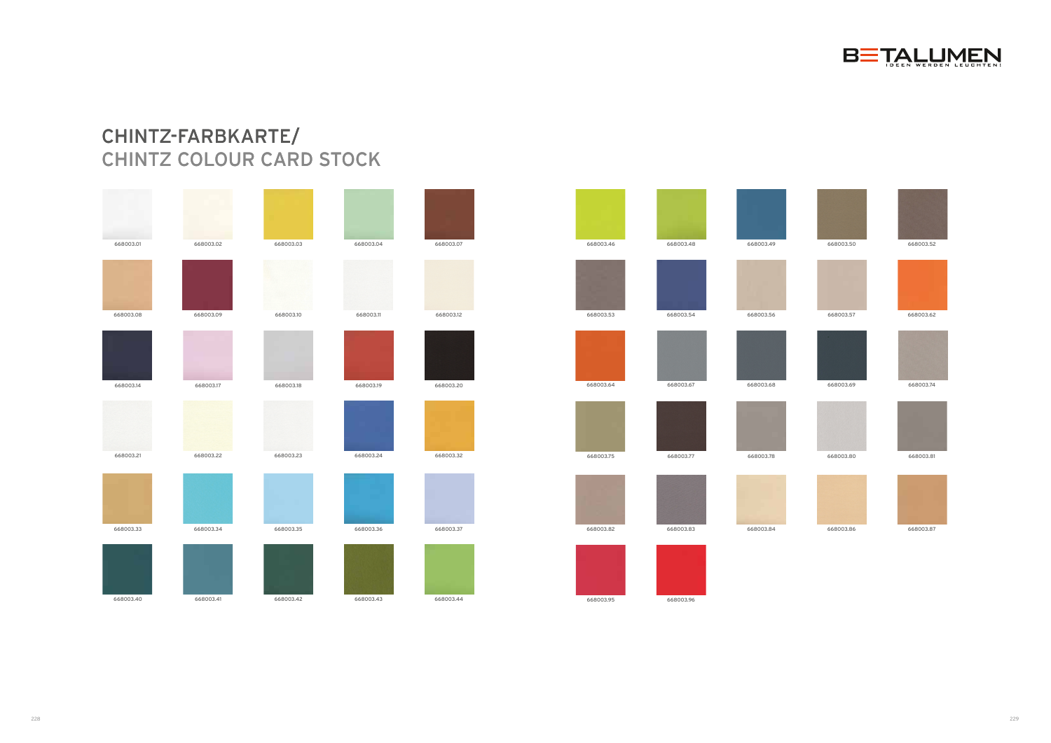# CHINTZ-FARBKARTE/
## CHINTZ COLOUR CARD STOCK

668003.01
668003.02
668003.03
668003.04
668003.07
668003.08
668003.09
668003.10
668003.11
668003.12
668003.14
668003.17
668003.18
668003.19
668003.20
668003.21
668003.22
668003.23
668003.24
668003.32
668003.33
668003.34
668003.35
668003.36
668003.37
668003.40
668003.41
668003.42
668003.43
668003.44

668003.46
668003.48
668003.49
668003.50
668003.52
668003.53
668003.54
668003.56
668003.57
668003.62
668003.64
668003.67
668003.68
668003.69
668003.74
668003.75
668003.77
668003.78
668003.80
668003.81
668003.82
668003.83
668003.84
668003.86
668003.87
668003.95
668003.96